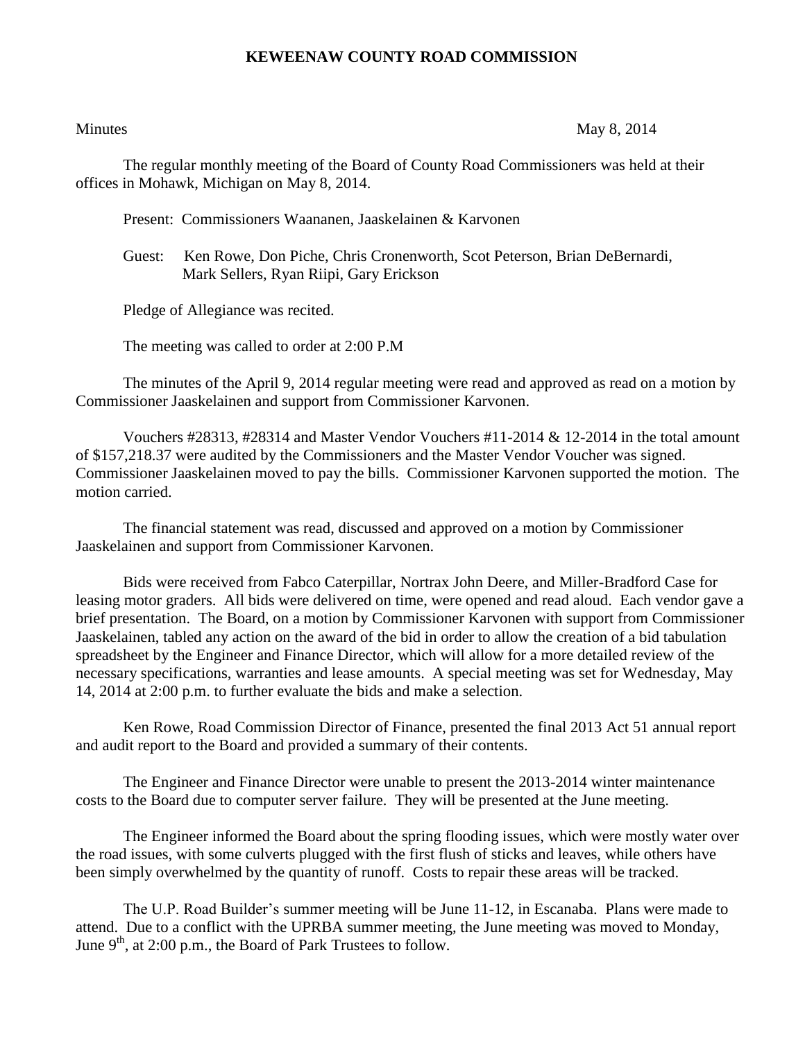# KEWEENAW COUNTY ROAD COMMISSION

Minutes May 8, 2014

The regular monthly meeting of the Board of County Road Commissioners was held at their offices in Mohawk, Michigan on May 8, 2014.

Present: Commissioners Waananen, Jaaskelainen & Karvonen

Guest: Ken Rowe, Don Piche, Chris Cronenworth, Scot Peterson, Brian DeBernardi, Mark Sellers, Ryan Riipi, Gary Erickson

Pledge of Allegiance was recited.

The meeting was called to order at 2:00 P.M

The minutes of the April 9, 2014 regular meeting were read and approved as read on a motion by Commissioner Jaaskelainen and support from Commissioner Karvonen.

Vouchers #28313, #28314 and Master Vendor Vouchers #11-2014 & 12-2014 in the total amount of $157,218.37 were audited by the Commissioners and the Master Vendor Voucher was signed. Commissioner Jaaskelainen moved to pay the bills. Commissioner Karvonen supported the motion. The motion carried.

The financial statement was read, discussed and approved on a motion by Commissioner Jaaskelainen and support from Commissioner Karvonen.

Bids were received from Fabco Caterpillar, Nortrax John Deere, and Miller-Bradford Case for leasing motor graders. All bids were delivered on time, were opened and read aloud. Each vendor gave a brief presentation. The Board, on a motion by Commissioner Karvonen with support from Commissioner Jaaskelainen, tabled any action on the award of the bid in order to allow the creation of a bid tabulation spreadsheet by the Engineer and Finance Director, which will allow for a more detailed review of the necessary specifications, warranties and lease amounts. A special meeting was set for Wednesday, May 14, 2014 at 2:00 p.m. to further evaluate the bids and make a selection.

Ken Rowe, Road Commission Director of Finance, presented the final 2013 Act 51 annual report and audit report to the Board and provided a summary of their contents.

The Engineer and Finance Director were unable to present the 2013-2014 winter maintenance costs to the Board due to computer server failure. They will be presented at the June meeting.

The Engineer informed the Board about the spring flooding issues, which were mostly water over the road issues, with some culverts plugged with the first flush of sticks and leaves, while others have been simply overwhelmed by the quantity of runoff. Costs to repair these areas will be tracked.

The U.P. Road Builder's summer meeting will be June 11-12, in Escanaba. Plans were made to attend. Due to a conflict with the UPRBA summer meeting, the June meeting was moved to Monday, June 9th, at 2:00 p.m., the Board of Park Trustees to follow.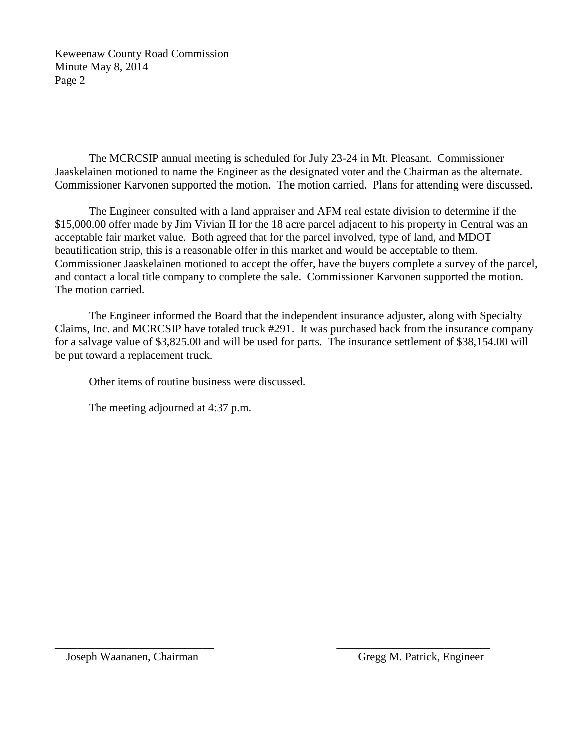The MCRCSIP annual meeting is scheduled for July 23-24 in Mt. Pleasant. Commissioner Jaaskelainen motioned to name the Engineer as the designated voter and the Chairman as the alternate. Commissioner Karvonen supported the motion. The motion carried. Plans for attending were discussed.

The Engineer consulted with a land appraiser and AFM real estate division to determine if the $15,000.00 offer made by Jim Vivian II for the 18 acre parcel adjacent to his property in Central was an acceptable fair market value. Both agreed that for the parcel involved, type of land, and MDOT beautification strip, this is a reasonable offer in this market and would be acceptable to them. Commissioner Jaaskelainen motioned to accept the offer, have the buyers complete a survey of the parcel, and contact a local title company to complete the sale. Commissioner Karvonen supported the motion. The motion carried.

The Engineer informed the Board that the independent insurance adjuster, along with Specialty Claims, Inc. and MCRCSIP have totaled truck #291. It was purchased back from the insurance company for a salvage value of $3,825.00 and will be used for parts. The insurance settlement of $38,154.00 will be put toward a replacement truck.

Other items of routine business were discussed.

The meeting adjourned at 4:37 p.m.

\_\_\_\_\_\_\_\_\_\_\_\_\_\_\_\_\_\_\_\_\_\_\_\_\_\_\_\_
Joseph Waananen, Chairman

\_\_\_\_\_\_\_\_\_\_\_\_\_\_\_\_\_\_\_\_\_\_\_\_\_\_\_\_
Gregg M. Patrick, Engineer